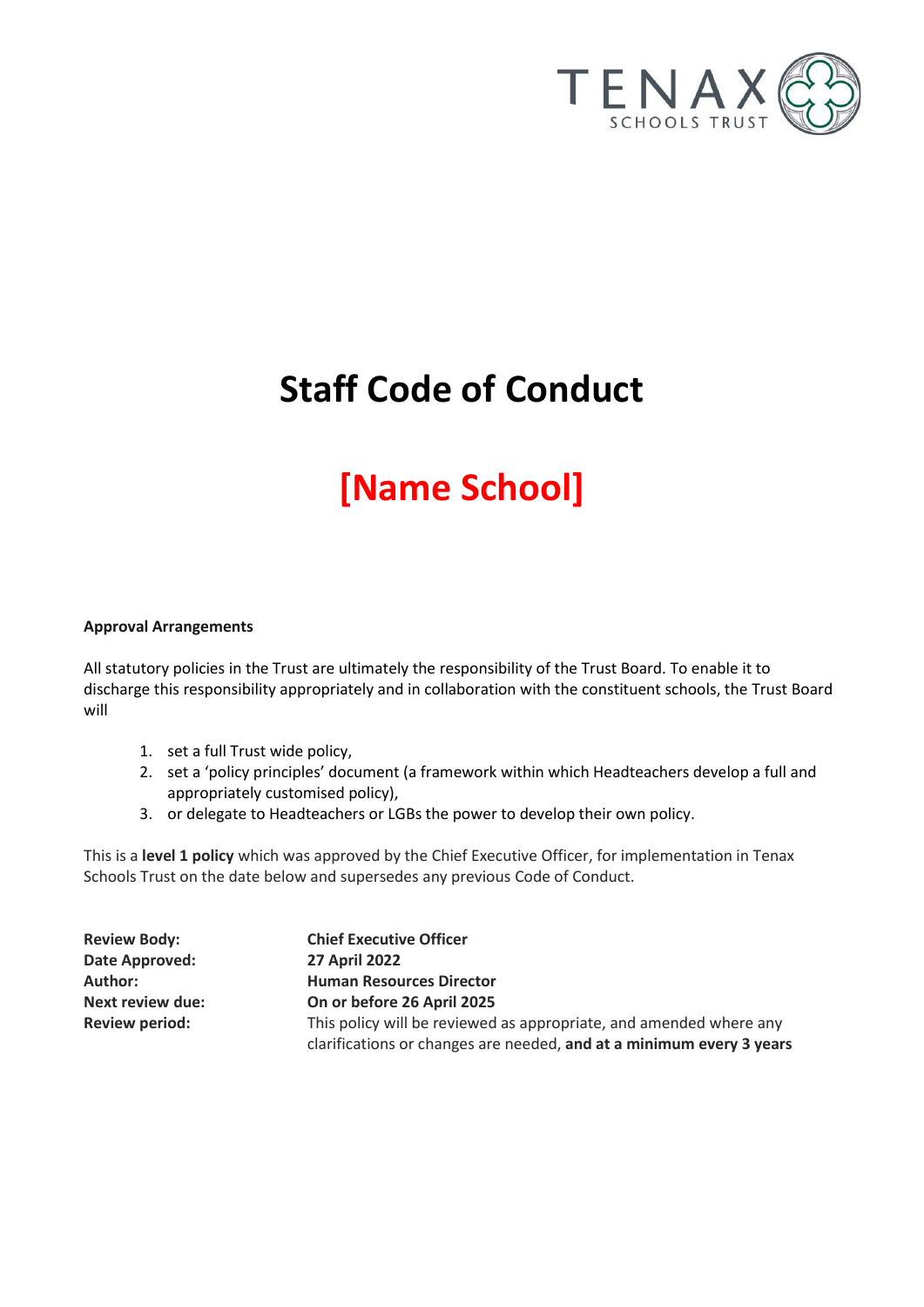TENAX SCHOOLS TRUST

# Staff Code of Conduct

# [Name School]

**Approval Arrangements**

All statutory policies in the Trust are ultimately the responsibility of the Trust Board. To enable it to discharge this responsibility appropriately and in collaboration with the constituent schools, the Trust Board will

1. set a full Trust wide policy,
2. set a 'policy principles' document (a framework within which Headteachers develop a full and appropriately customised policy),
3. or delegate to Headteachers or LGBs the power to develop their own policy.

This is a **level 1 policy** which was approved by the Chief Executive Officer, for implementation in Tenax Schools Trust on the date below and supersedes any previous Code of Conduct.

| | |
|---|---|
| **Review Body:** | **Chief Executive Officer** |
| **Date Approved:** | **27 April 2022** |
| **Author:** | **Human Resources Director** |
| **Next review due:** | **On or before 26 April 2025** |
| **Review period:** | This policy will be reviewed as appropriate, and amended where any clarifications or changes are needed, **and at a minimum every 3 years** |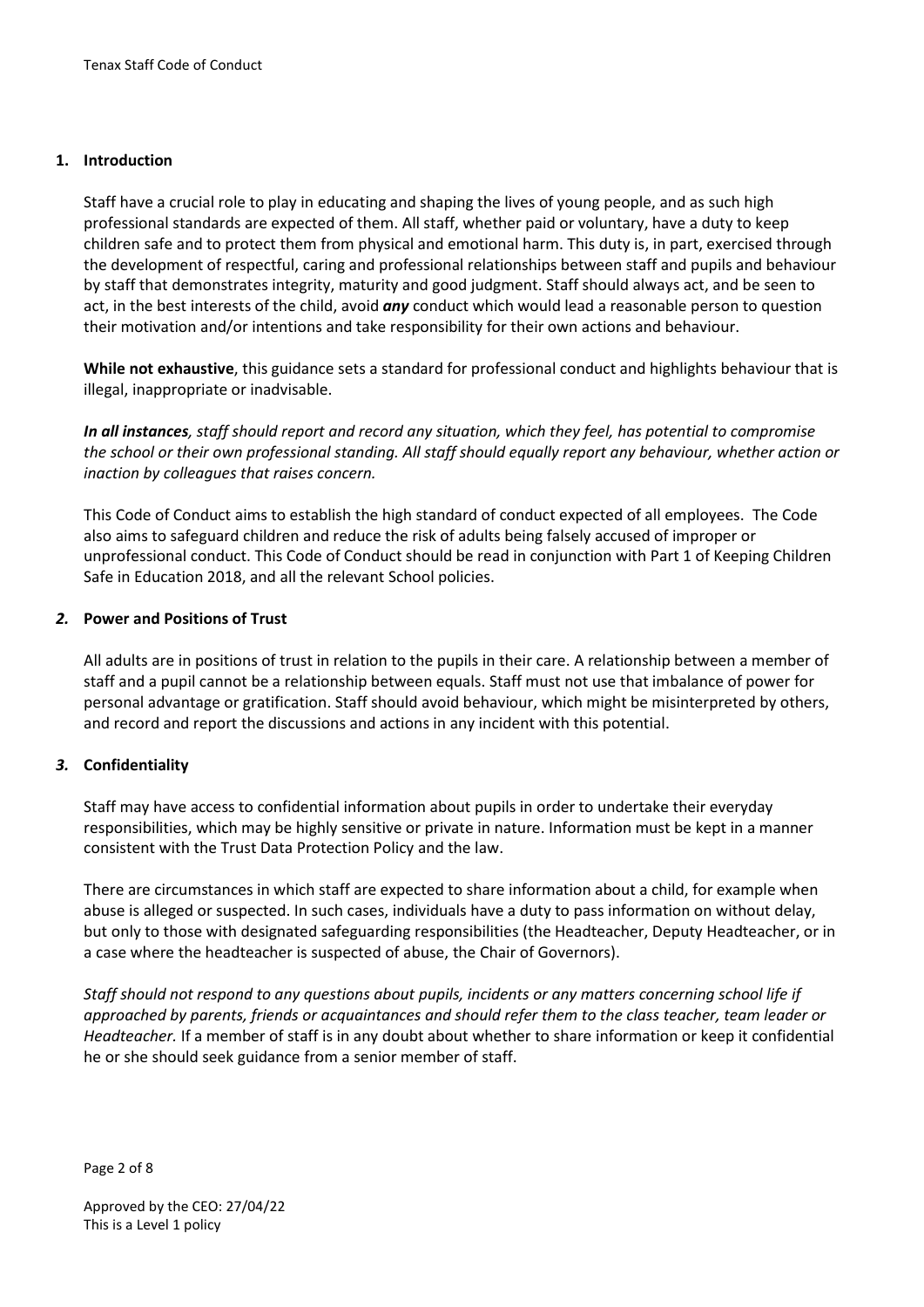## 1. Introduction

Staff have a crucial role to play in educating and shaping the lives of young people, and as such high professional standards are expected of them. All staff, whether paid or voluntary, have a duty to keep children safe and to protect them from physical and emotional harm. This duty is, in part, exercised through the development of respectful, caring and professional relationships between staff and pupils and behaviour by staff that demonstrates integrity, maturity and good judgment. Staff should always act, and be seen to act, in the best interests of the child, avoid ***any*** conduct which would lead a reasonable person to question their motivation and/or intentions and take responsibility for their own actions and behaviour.

**While not exhaustive**, this guidance sets a standard for professional conduct and highlights behaviour that is illegal, inappropriate or inadvisable.

***In all instances****, staff should report and record any situation, which they feel, has potential to compromise the school or their own professional standing. All staff should equally report any behaviour, whether action or inaction by colleagues that raises concern.*

This Code of Conduct aims to establish the high standard of conduct expected of all employees. The Code also aims to safeguard children and reduce the risk of adults being falsely accused of improper or unprofessional conduct. This Code of Conduct should be read in conjunction with Part 1 of Keeping Children Safe in Education 2018, and all the relevant School policies.

## *2.* Power and Positions of Trust

All adults are in positions of trust in relation to the pupils in their care. A relationship between a member of staff and a pupil cannot be a relationship between equals. Staff must not use that imbalance of power for personal advantage or gratification. Staff should avoid behaviour, which might be misinterpreted by others, and record and report the discussions and actions in any incident with this potential.

## *3.* Confidentiality

Staff may have access to confidential information about pupils in order to undertake their everyday responsibilities, which may be highly sensitive or private in nature. Information must be kept in a manner consistent with the Trust Data Protection Policy and the law.

There are circumstances in which staff are expected to share information about a child, for example when abuse is alleged or suspected. In such cases, individuals have a duty to pass information on without delay, but only to those with designated safeguarding responsibilities (the Headteacher, Deputy Headteacher, or in a case where the headteacher is suspected of abuse, the Chair of Governors).

*Staff should not respond to any questions about pupils, incidents or any matters concerning school life if approached by parents, friends or acquaintances and should refer them to the class teacher, team leader or Headteacher.* If a member of staff is in any doubt about whether to share information or keep it confidential he or she should seek guidance from a senior member of staff.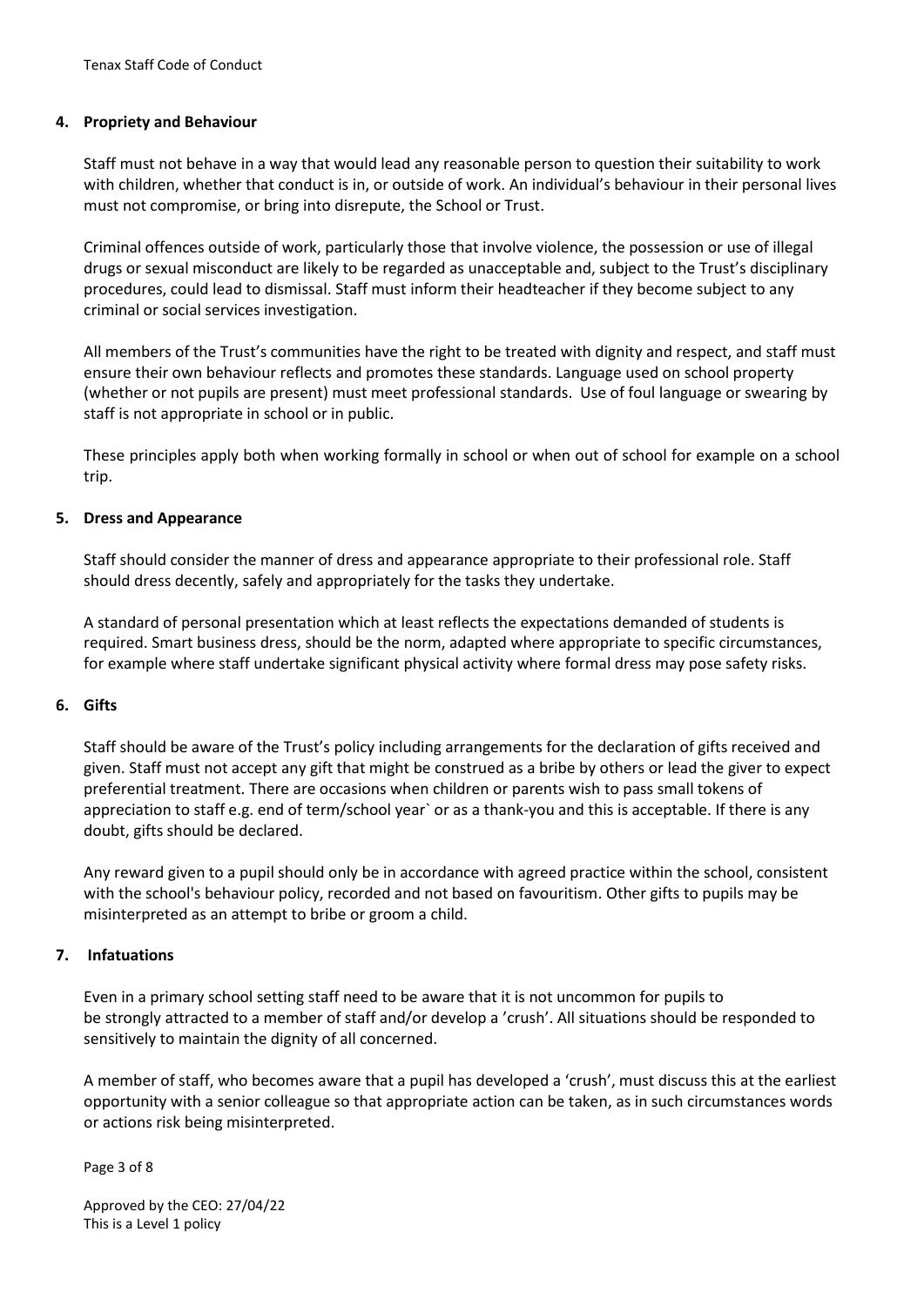## 4. Propriety and Behaviour

Staff must not behave in a way that would lead any reasonable person to question their suitability to work with children, whether that conduct is in, or outside of work. An individual's behaviour in their personal lives must not compromise, or bring into disrepute, the School or Trust.

Criminal offences outside of work, particularly those that involve violence, the possession or use of illegal drugs or sexual misconduct are likely to be regarded as unacceptable and, subject to the Trust's disciplinary procedures, could lead to dismissal. Staff must inform their headteacher if they become subject to any criminal or social services investigation.

All members of the Trust's communities have the right to be treated with dignity and respect, and staff must ensure their own behaviour reflects and promotes these standards. Language used on school property (whether or not pupils are present) must meet professional standards. Use of foul language or swearing by staff is not appropriate in school or in public.

These principles apply both when working formally in school or when out of school for example on a school trip.

## 5. Dress and Appearance

Staff should consider the manner of dress and appearance appropriate to their professional role. Staff should dress decently, safely and appropriately for the tasks they undertake.

A standard of personal presentation which at least reflects the expectations demanded of students is required. Smart business dress, should be the norm, adapted where appropriate to specific circumstances, for example where staff undertake significant physical activity where formal dress may pose safety risks.

## 6. Gifts

Staff should be aware of the Trust's policy including arrangements for the declaration of gifts received and given. Staff must not accept any gift that might be construed as a bribe by others or lead the giver to expect preferential treatment. There are occasions when children or parents wish to pass small tokens of appreciation to staff e.g. end of term/school year` or as a thank-you and this is acceptable. If there is any doubt, gifts should be declared.

Any reward given to a pupil should only be in accordance with agreed practice within the school, consistent with the school's behaviour policy, recorded and not based on favouritism. Other gifts to pupils may be misinterpreted as an attempt to bribe or groom a child.

## 7. Infatuations

Even in a primary school setting staff need to be aware that it is not uncommon for pupils to be strongly attracted to a member of staff and/or develop a 'crush'. All situations should be responded to sensitively to maintain the dignity of all concerned.

A member of staff, who becomes aware that a pupil has developed a 'crush', must discuss this at the earliest opportunity with a senior colleague so that appropriate action can be taken, as in such circumstances words or actions risk being misinterpreted.

Approved by the CEO: 27/04/22
This is a Level 1 policy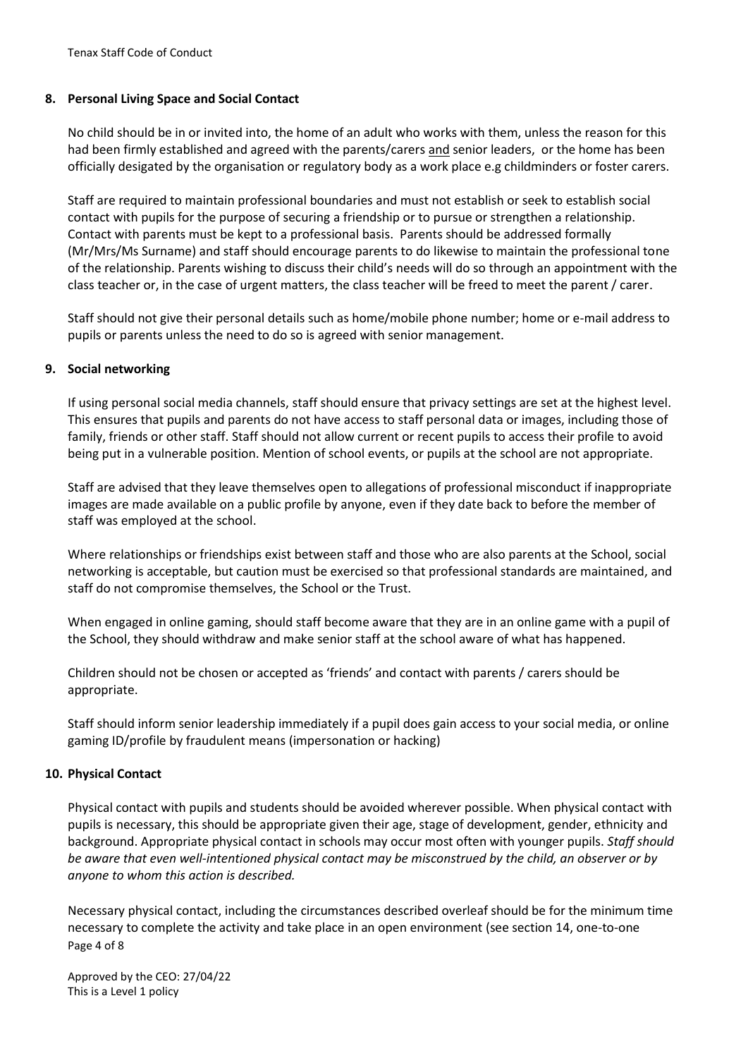## 8. Personal Living Space and Social Contact

No child should be in or invited into, the home of an adult who works with them, unless the reason for this had been firmly established and agreed with the parents/carers and senior leaders, or the home has been officially desigated by the organisation or regulatory body as a work place e.g childminders or foster carers.

Staff are required to maintain professional boundaries and must not establish or seek to establish social contact with pupils for the purpose of securing a friendship or to pursue or strengthen a relationship. Contact with parents must be kept to a professional basis. Parents should be addressed formally (Mr/Mrs/Ms Surname) and staff should encourage parents to do likewise to maintain the professional tone of the relationship. Parents wishing to discuss their child's needs will do so through an appointment with the class teacher or, in the case of urgent matters, the class teacher will be freed to meet the parent / carer.

Staff should not give their personal details such as home/mobile phone number; home or e-mail address to pupils or parents unless the need to do so is agreed with senior management.

## 9. Social networking

If using personal social media channels, staff should ensure that privacy settings are set at the highest level. This ensures that pupils and parents do not have access to staff personal data or images, including those of family, friends or other staff. Staff should not allow current or recent pupils to access their profile to avoid being put in a vulnerable position. Mention of school events, or pupils at the school are not appropriate.

Staff are advised that they leave themselves open to allegations of professional misconduct if inappropriate images are made available on a public profile by anyone, even if they date back to before the member of staff was employed at the school.

Where relationships or friendships exist between staff and those who are also parents at the School, social networking is acceptable, but caution must be exercised so that professional standards are maintained, and staff do not compromise themselves, the School or the Trust.

When engaged in online gaming, should staff become aware that they are in an online game with a pupil of the School, they should withdraw and make senior staff at the school aware of what has happened.

Children should not be chosen or accepted as 'friends' and contact with parents / carers should be appropriate.

Staff should inform senior leadership immediately if a pupil does gain access to your social media, or online gaming ID/profile by fraudulent means (impersonation or hacking)

## 10. Physical Contact

Physical contact with pupils and students should be avoided wherever possible. When physical contact with pupils is necessary, this should be appropriate given their age, stage of development, gender, ethnicity and background. Appropriate physical contact in schools may occur most often with younger pupils. *Staff should be aware that even well-intentioned physical contact may be misconstrued by the child, an observer or by anyone to whom this action is described.*

Necessary physical contact, including the circumstances described overleaf should be for the minimum time necessary to complete the activity and take place in an open environment (see section 14, one-to-one

Approved by the CEO: 27/04/22
This is a Level 1 policy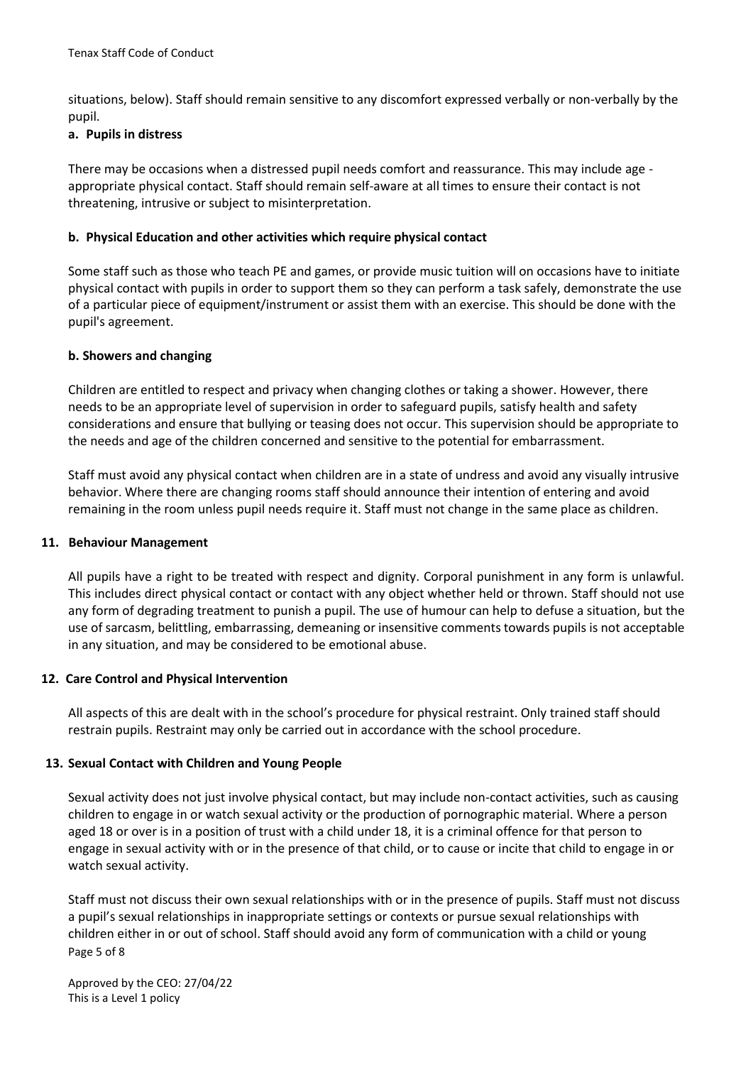situations, below). Staff should remain sensitive to any discomfort expressed verbally or non-verbally by the pupil.

**a. Pupils in distress**

There may be occasions when a distressed pupil needs comfort and reassurance. This may include age - appropriate physical contact. Staff should remain self-aware at all times to ensure their contact is not threatening, intrusive or subject to misinterpretation.

**b. Physical Education and other activities which require physical contact**

Some staff such as those who teach PE and games, or provide music tuition will on occasions have to initiate physical contact with pupils in order to support them so they can perform a task safely, demonstrate the use of a particular piece of equipment/instrument or assist them with an exercise. This should be done with the pupil's agreement.

**b. Showers and changing**

Children are entitled to respect and privacy when changing clothes or taking a shower. However, there needs to be an appropriate level of supervision in order to safeguard pupils, satisfy health and safety considerations and ensure that bullying or teasing does not occur. This supervision should be appropriate to the needs and age of the children concerned and sensitive to the potential for embarrassment.

Staff must avoid any physical contact when children are in a state of undress and avoid any visually intrusive behavior. Where there are changing rooms staff should announce their intention of entering and avoid remaining in the room unless pupil needs require it. Staff must not change in the same place as children.

## 11. Behaviour Management

All pupils have a right to be treated with respect and dignity. Corporal punishment in any form is unlawful. This includes direct physical contact or contact with any object whether held or thrown. Staff should not use any form of degrading treatment to punish a pupil. The use of humour can help to defuse a situation, but the use of sarcasm, belittling, embarrassing, demeaning or insensitive comments towards pupils is not acceptable in any situation, and may be considered to be emotional abuse.

## 12. Care Control and Physical Intervention

All aspects of this are dealt with in the school's procedure for physical restraint. Only trained staff should restrain pupils. Restraint may only be carried out in accordance with the school procedure.

## 13. Sexual Contact with Children and Young People

Sexual activity does not just involve physical contact, but may include non-contact activities, such as causing children to engage in or watch sexual activity or the production of pornographic material. Where a person aged 18 or over is in a position of trust with a child under 18, it is a criminal offence for that person to engage in sexual activity with or in the presence of that child, or to cause or incite that child to engage in or watch sexual activity.

Staff must not discuss their own sexual relationships with or in the presence of pupils. Staff must not discuss a pupil's sexual relationships in inappropriate settings or contexts or pursue sexual relationships with children either in or out of school. Staff should avoid any form of communication with a child or young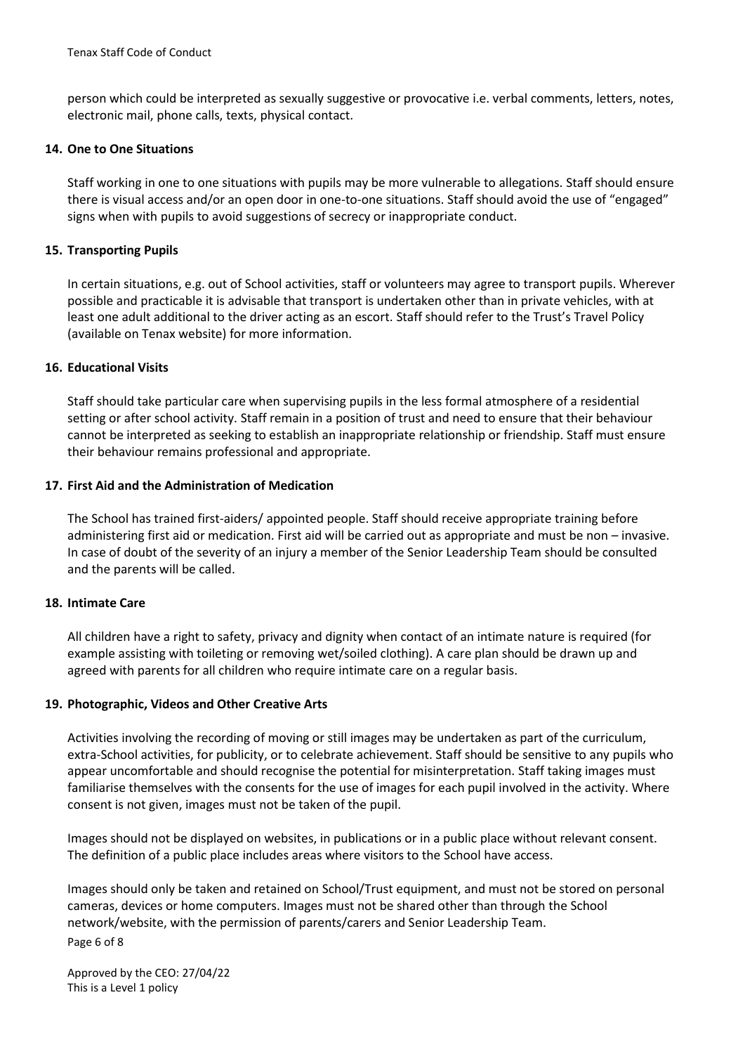person which could be interpreted as sexually suggestive or provocative i.e. verbal comments, letters, notes, electronic mail, phone calls, texts, physical contact.

## 14. One to One Situations

Staff working in one to one situations with pupils may be more vulnerable to allegations. Staff should ensure there is visual access and/or an open door in one-to-one situations. Staff should avoid the use of "engaged" signs when with pupils to avoid suggestions of secrecy or inappropriate conduct.

## 15. Transporting Pupils

In certain situations, e.g. out of School activities, staff or volunteers may agree to transport pupils. Wherever possible and practicable it is advisable that transport is undertaken other than in private vehicles, with at least one adult additional to the driver acting as an escort. Staff should refer to the Trust's Travel Policy (available on Tenax website) for more information.

## 16. Educational Visits

Staff should take particular care when supervising pupils in the less formal atmosphere of a residential setting or after school activity. Staff remain in a position of trust and need to ensure that their behaviour cannot be interpreted as seeking to establish an inappropriate relationship or friendship. Staff must ensure their behaviour remains professional and appropriate.

## 17. First Aid and the Administration of Medication

The School has trained first-aiders/ appointed people. Staff should receive appropriate training before administering first aid or medication. First aid will be carried out as appropriate and must be non – invasive. In case of doubt of the severity of an injury a member of the Senior Leadership Team should be consulted and the parents will be called.

## 18. Intimate Care

All children have a right to safety, privacy and dignity when contact of an intimate nature is required (for example assisting with toileting or removing wet/soiled clothing). A care plan should be drawn up and agreed with parents for all children who require intimate care on a regular basis.

## 19. Photographic, Videos and Other Creative Arts

Activities involving the recording of moving or still images may be undertaken as part of the curriculum, extra-School activities, for publicity, or to celebrate achievement. Staff should be sensitive to any pupils who appear uncomfortable and should recognise the potential for misinterpretation. Staff taking images must familiarise themselves with the consents for the use of images for each pupil involved in the activity. Where consent is not given, images must not be taken of the pupil.

Images should not be displayed on websites, in publications or in a public place without relevant consent. The definition of a public place includes areas where visitors to the School have access.

Images should only be taken and retained on School/Trust equipment, and must not be stored on personal cameras, devices or home computers. Images must not be shared other than through the School network/website, with the permission of parents/carers and Senior Leadership Team.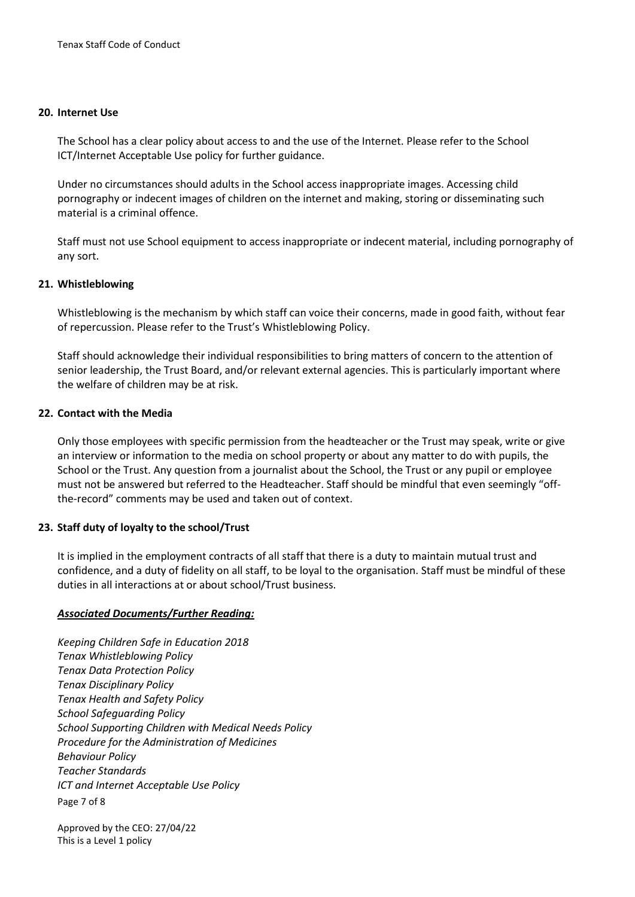## 20. Internet Use

The School has a clear policy about access to and the use of the Internet. Please refer to the School ICT/Internet Acceptable Use policy for further guidance.

Under no circumstances should adults in the School access inappropriate images. Accessing child pornography or indecent images of children on the internet and making, storing or disseminating such material is a criminal offence.

Staff must not use School equipment to access inappropriate or indecent material, including pornography of any sort.

## 21. Whistleblowing

Whistleblowing is the mechanism by which staff can voice their concerns, made in good faith, without fear of repercussion. Please refer to the Trust's Whistleblowing Policy.

Staff should acknowledge their individual responsibilities to bring matters of concern to the attention of senior leadership, the Trust Board, and/or relevant external agencies. This is particularly important where the welfare of children may be at risk.

## 22. Contact with the Media

Only those employees with specific permission from the headteacher or the Trust may speak, write or give an interview or information to the media on school property or about any matter to do with pupils, the School or the Trust. Any question from a journalist about the School, the Trust or any pupil or employee must not be answered but referred to the Headteacher. Staff should be mindful that even seemingly "off-the-record" comments may be used and taken out of context.

## 23. Staff duty of loyalty to the school/Trust

It is implied in the employment contracts of all staff that there is a duty to maintain mutual trust and confidence, and a duty of fidelity on all staff, to be loyal to the organisation. Staff must be mindful of these duties in all interactions at or about school/Trust business.

***Associated Documents/Further Reading:***

*Keeping Children Safe in Education 2018*
*Tenax Whistleblowing Policy*
*Tenax Data Protection Policy*
*Tenax Disciplinary Policy*
*Tenax Health and Safety Policy*
*School Safeguarding Policy*
*School Supporting Children with Medical Needs Policy*
*Procedure for the Administration of Medicines*
*Behaviour Policy*
*Teacher Standards*
*ICT and Internet Acceptable Use Policy*

Approved by the CEO: 27/04/22
This is a Level 1 policy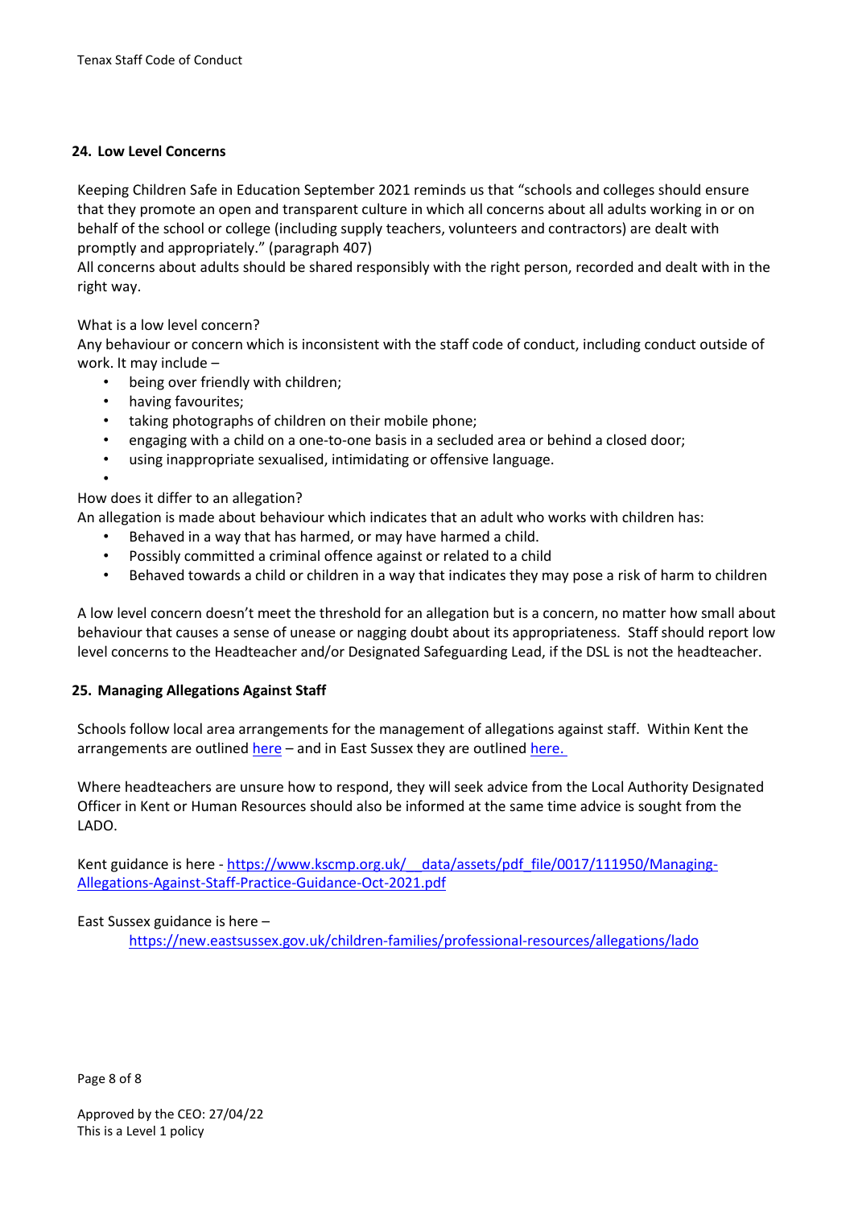## 24. Low Level Concerns

Keeping Children Safe in Education September 2021 reminds us that "schools and colleges should ensure that they promote an open and transparent culture in which all concerns about all adults working in or on behalf of the school or college (including supply teachers, volunteers and contractors) are dealt with promptly and appropriately." (paragraph 407)
All concerns about adults should be shared responsibly with the right person, recorded and dealt with in the right way.

What is a low level concern?
Any behaviour or concern which is inconsistent with the staff code of conduct, including conduct outside of work. It may include –

- being over friendly with children;
- having favourites;
- taking photographs of children on their mobile phone;
- engaging with a child on a one-to-one basis in a secluded area or behind a closed door;
- using inappropriate sexualised, intimidating or offensive language.

How does it differ to an allegation?
An allegation is made about behaviour which indicates that an adult who works with children has:

- Behaved in a way that has harmed, or may have harmed a child.
- Possibly committed a criminal offence against or related to a child
- Behaved towards a child or children in a way that indicates they may pose a risk of harm to children

A low level concern doesn't meet the threshold for an allegation but is a concern, no matter how small about behaviour that causes a sense of unease or nagging doubt about its appropriateness. Staff should report low level concerns to the Headteacher and/or Designated Safeguarding Lead, if the DSL is not the headteacher.

## 25. Managing Allegations Against Staff

Schools follow local area arrangements for the management of allegations against staff. Within Kent the arrangements are outlined here – and in East Sussex they are outlined here.

Where headteachers are unsure how to respond, they will seek advice from the Local Authority Designated Officer in Kent or Human Resources should also be informed at the same time advice is sought from the LADO.

Kent guidance is here - https://www.kscmp.org.uk/__data/assets/pdf_file/0017/111950/Managing-Allegations-Against-Staff-Practice-Guidance-Oct-2021.pdf

East Sussex guidance is here –
https://new.eastsussex.gov.uk/children-families/professional-resources/allegations/lado

Approved by the CEO: 27/04/22
This is a Level 1 policy